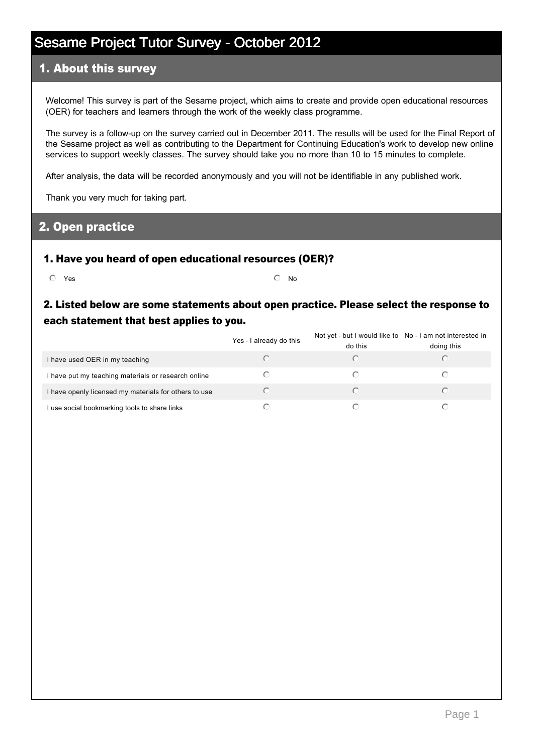# Sesame Project Tutor Survey - October 2012

## 1. About this survey

Welcome! This survey is part of the Sesame project, which aims to create and provide open educational resources (OER) for teachers and learners through the work of the weekly class programme.

The survey is a follow-up on the survey carried out in December 2011. The results will be used for the Final Report of the Sesame project as well as contributing to the Department for Continuing Education's work to develop new online services to support weekly classes. The survey should take you no more than 10 to 15 minutes to complete.

After analysis, the data will be recorded anonymously and you will not be identifiable in any published work.

Thank you very much for taking part.

## 2. Open practice

### 1. Have you heard of open educational resources (OER)?

- ○ Yes
- ○ No

### 2. Listed below are some statements about open practice. Please select the response to each statement that best applies to you.

| | Yes - I already do this | Not yet - but I would like to do this | No - I am not interested in doing this |
|---|---|---|---|
| I have used OER in my teaching | ○ | ○ | ○ |
| I have put my teaching materials or research online | ○ | ○ | ○ |
| I have openly licensed my materials for others to use | ○ | ○ | ○ |
| I use social bookmarking tools to share links | ○ | ○ | ○ |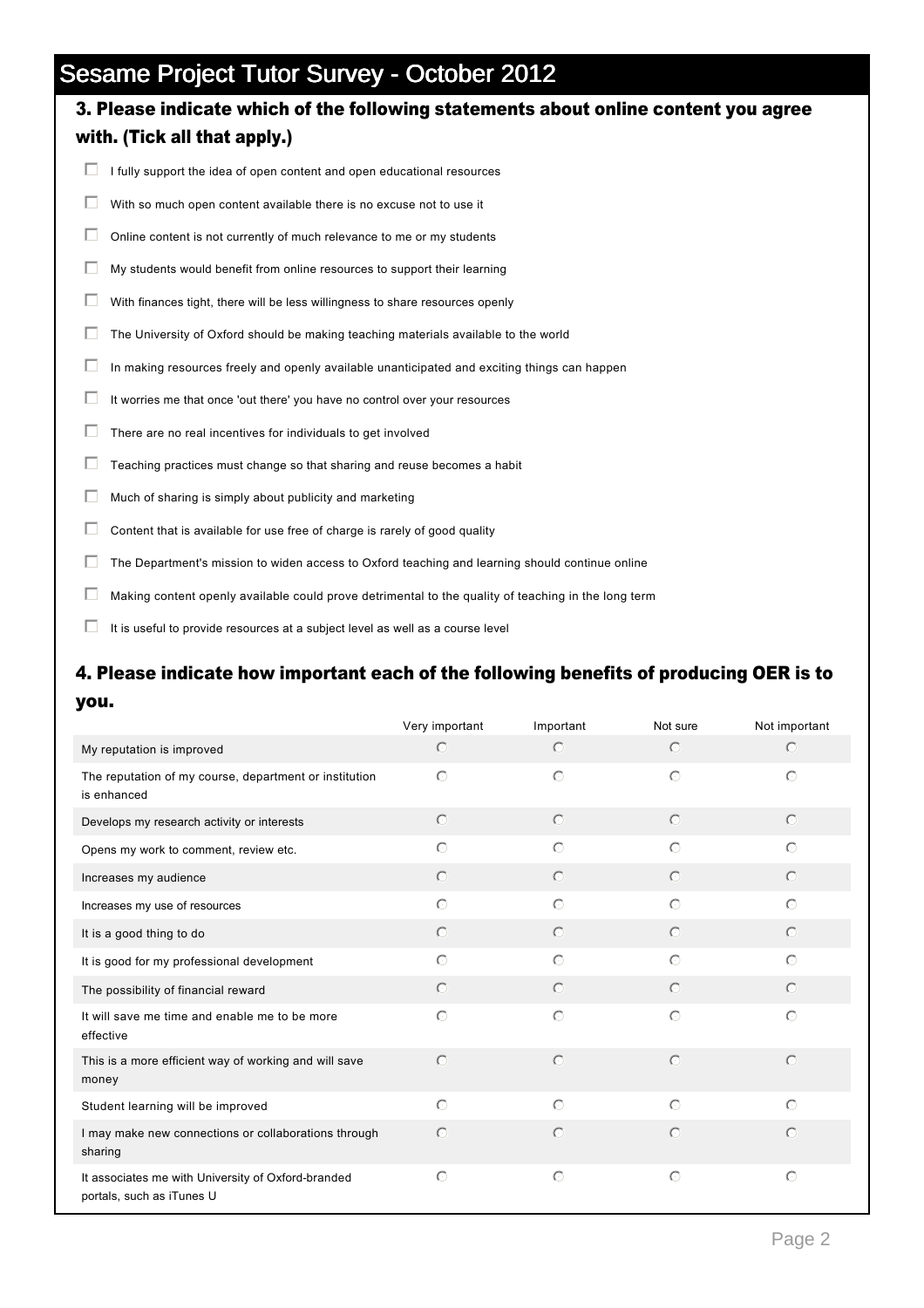# Sesame Project Tutor Survey - October 2012

## 3. Please indicate which of the following statements about online content you agree with. (Tick all that apply.)

- [ ] I fully support the idea of open content and open educational resources
- [ ] With so much open content available there is no excuse not to use it
- [ ] Online content is not currently of much relevance to me or my students
- [ ] My students would benefit from online resources to support their learning
- [ ] With finances tight, there will be less willingness to share resources openly
- [ ] The University of Oxford should be making teaching materials available to the world
- [ ] In making resources freely and openly available unanticipated and exciting things can happen
- [ ] It worries me that once 'out there' you have no control over your resources
- [ ] There are no real incentives for individuals to get involved
- [ ] Teaching practices must change so that sharing and reuse becomes a habit
- [ ] Much of sharing is simply about publicity and marketing
- [ ] Content that is available for use free of charge is rarely of good quality
- [ ] The Department's mission to widen access to Oxford teaching and learning should continue online
- [ ] Making content openly available could prove detrimental to the quality of teaching in the long term
- [ ] It is useful to provide resources at a subject level as well as a course level

## 4. Please indicate how important each of the following benefits of producing OER is to you.

| | Very important | Important | Not sure | Not important |
|---|---|---|---|---|
| My reputation is improved | ○ | ○ | ○ | ○ |
| The reputation of my course, department or institution is enhanced | ○ | ○ | ○ | ○ |
| Develops my research activity or interests | ○ | ○ | ○ | ○ |
| Opens my work to comment, review etc. | ○ | ○ | ○ | ○ |
| Increases my audience | ○ | ○ | ○ | ○ |
| Increases my use of resources | ○ | ○ | ○ | ○ |
| It is a good thing to do | ○ | ○ | ○ | ○ |
| It is good for my professional development | ○ | ○ | ○ | ○ |
| The possibility of financial reward | ○ | ○ | ○ | ○ |
| It will save me time and enable me to be more effective | ○ | ○ | ○ | ○ |
| This is a more efficient way of working and will save money | ○ | ○ | ○ | ○ |
| Student learning will be improved | ○ | ○ | ○ | ○ |
| I may make new connections or collaborations through sharing | ○ | ○ | ○ | ○ |
| It associates me with University of Oxford-branded portals, such as iTunes U | ○ | ○ | ○ | ○ |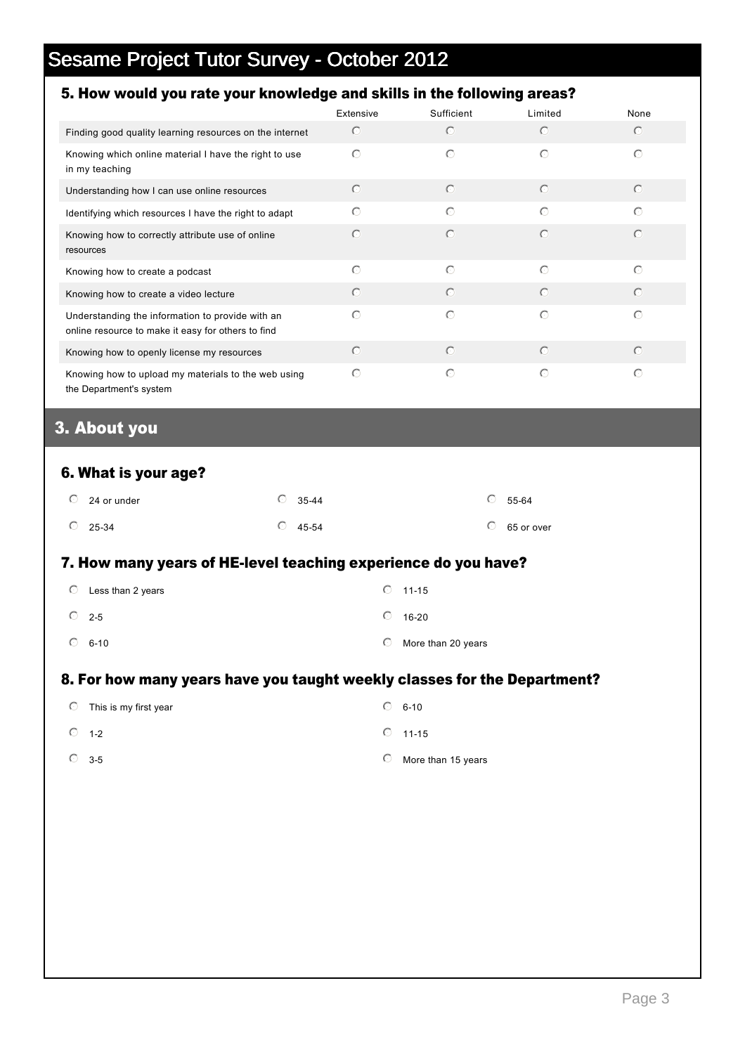# Sesame Project Tutor Survey - October 2012

### 5. How would you rate your knowledge and skills in the following areas?

| | Extensive | Sufficient | Limited | None |
|---|---|---|---|---|
| Finding good quality learning resources on the internet | ○ | ○ | ○ | ○ |
| Knowing which online material I have the right to use in my teaching | ○ | ○ | ○ | ○ |
| Understanding how I can use online resources | ○ | ○ | ○ | ○ |
| Identifying which resources I have the right to adapt | ○ | ○ | ○ | ○ |
| Knowing how to correctly attribute use of online resources | ○ | ○ | ○ | ○ |
| Knowing how to create a podcast | ○ | ○ | ○ | ○ |
| Knowing how to create a video lecture | ○ | ○ | ○ | ○ |
| Understanding the information to provide with an online resource to make it easy for others to find | ○ | ○ | ○ | ○ |
| Knowing how to openly license my resources | ○ | ○ | ○ | ○ |
| Knowing how to upload my materials to the web using the Department's system | ○ | ○ | ○ | ○ |

## 3. About you

### 6. What is your age?

- ○ 24 or under
- ○ 25-34
- ○ 35-44
- ○ 45-54
- ○ 55-64
- ○ 65 or over

### 7. How many years of HE-level teaching experience do you have?

- ○ Less than 2 years
- ○ 2-5
- ○ 6-10
- ○ 11-15
- ○ 16-20
- ○ More than 20 years

### 8. For how many years have you taught weekly classes for the Department?

- ○ This is my first year
- ○ 1-2
- ○ 3-5
- ○ 6-10
- ○ 11-15
- ○ More than 15 years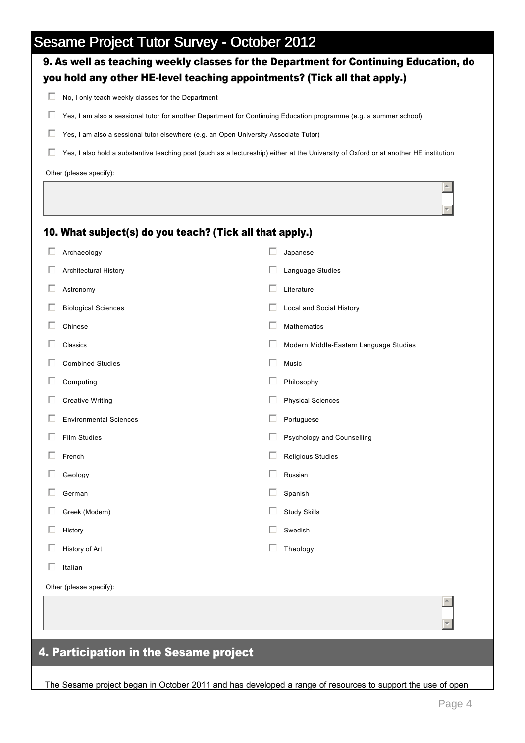# Sesame Project Tutor Survey - October 2012

### 9. As well as teaching weekly classes for the Department for Continuing Education, do you hold any other HE-level teaching appointments? (Tick all that apply.)

- ☐ No, I only teach weekly classes for the Department
- ☐ Yes, I am also a sessional tutor for another Department for Continuing Education programme (e.g. a summer school)
- ☐ Yes, I am also a sessional tutor elsewhere (e.g. an Open University Associate Tutor)
- ☐ Yes, I also hold a substantive teaching post (such as a lectureship) either at the University of Oxford or at another HE institution

Other (please specify):

### 10. What subject(s) do you teach? (Tick all that apply.)

- ☐ Archaeology
- ☐ Architectural History
- ☐ Astronomy
- ☐ Biological Sciences
- ☐ Chinese
- ☐ Classics
- ☐ Combined Studies
- ☐ Computing
- ☐ Creative Writing
- ☐ Environmental Sciences
- ☐ Film Studies
- ☐ French
- ☐ Geology
- ☐ German
- ☐ Greek (Modern)
- ☐ History
- ☐ History of Art
- ☐ Italian
- ☐ Japanese
- ☐ Language Studies
- ☐ Literature
- ☐ Local and Social History
- ☐ Mathematics
- ☐ Modern Middle-Eastern Language Studies
- ☐ Music
- ☐ Philosophy
- ☐ Physical Sciences
- ☐ Portuguese
- ☐ Psychology and Counselling
- ☐ Religious Studies
- ☐ Russian
- ☐ Spanish
- ☐ Study Skills
- ☐ Swedish
- ☐ Theology

Other (please specify):

## 4. Participation in the Sesame project

The Sesame project began in October 2011 and has developed a range of resources to support the use of open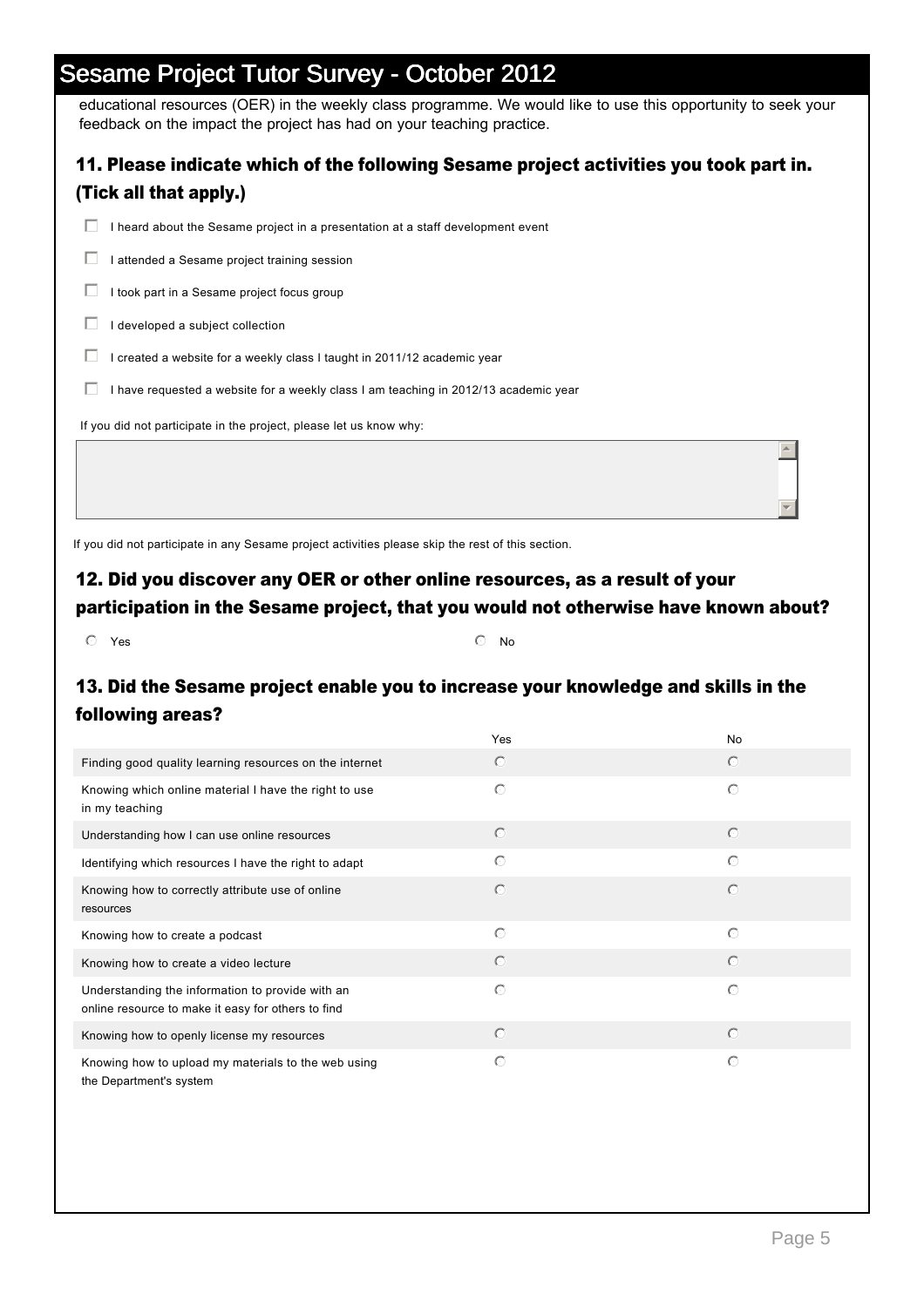# Sesame Project Tutor Survey - October 2012

educational resources (OER) in the weekly class programme. We would like to use this opportunity to seek your feedback on the impact the project has had on your teaching practice.

## 11. Please indicate which of the following Sesame project activities you took part in. (Tick all that apply.)

- [ ] I heard about the Sesame project in a presentation at a staff development event
- [ ] I attended a Sesame project training session
- [ ] I took part in a Sesame project focus group
- [ ] I developed a subject collection
- [ ] I created a website for a weekly class I taught in 2011/12 academic year
- [ ] I have requested a website for a weekly class I am teaching in 2012/13 academic year

If you did not participate in the project, please let us know why:

If you did not participate in any Sesame project activities please skip the rest of this section.

## 12. Did you discover any OER or other online resources, as a result of your participation in the Sesame project, that you would not otherwise have known about?

- ( ) Yes
- ( ) No

## 13. Did the Sesame project enable you to increase your knowledge and skills in the following areas?

| | Yes | No |
|---|---|---|
| Finding good quality learning resources on the internet | ( ) | ( ) |
| Knowing which online material I have the right to use in my teaching | ( ) | ( ) |
| Understanding how I can use online resources | ( ) | ( ) |
| Identifying which resources I have the right to adapt | ( ) | ( ) |
| Knowing how to correctly attribute use of online resources | ( ) | ( ) |
| Knowing how to create a podcast | ( ) | ( ) |
| Knowing how to create a video lecture | ( ) | ( ) |
| Understanding the information to provide with an online resource to make it easy for others to find | ( ) | ( ) |
| Knowing how to openly license my resources | ( ) | ( ) |
| Knowing how to upload my materials to the web using the Department's system | ( ) | ( ) |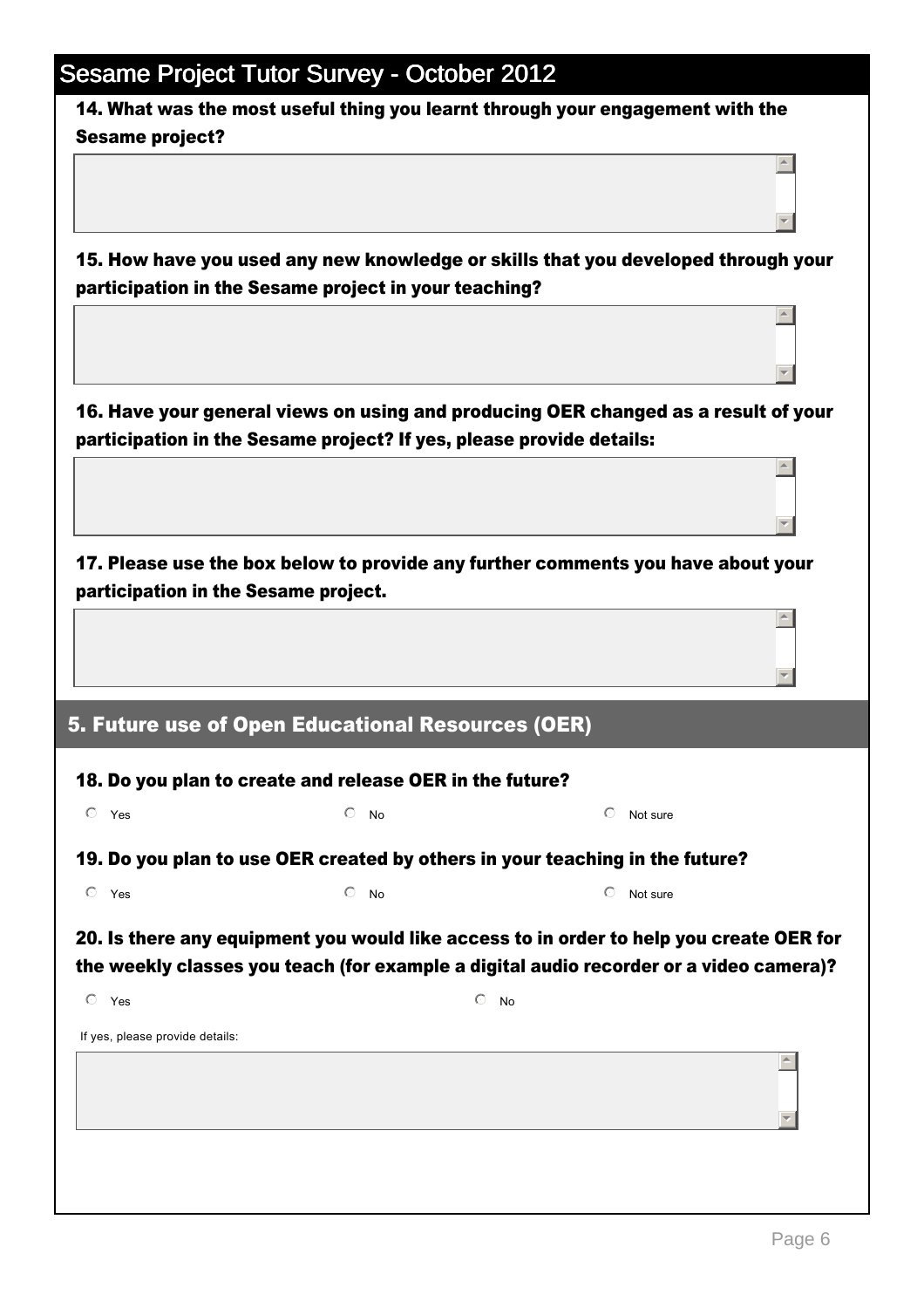# Sesame Project Tutor Survey - October 2012

**14. What was the most useful thing you learnt through your engagement with the Sesame project?**

**15. How have you used any new knowledge or skills that you developed through your participation in the Sesame project in your teaching?**

**16. Have your general views on using and producing OER changed as a result of your participation in the Sesame project? If yes, please provide details:**

**17. Please use the box below to provide any further comments you have about your participation in the Sesame project.**

## 5. Future use of Open Educational Resources (OER)

**18. Do you plan to create and release OER in the future?**

- Yes
- No
- Not sure

**19. Do you plan to use OER created by others in your teaching in the future?**

- Yes
- No
- Not sure

**20. Is there any equipment you would like access to in order to help you create OER for the weekly classes you teach (for example a digital audio recorder or a video camera)?**

- Yes
- No

If yes, please provide details: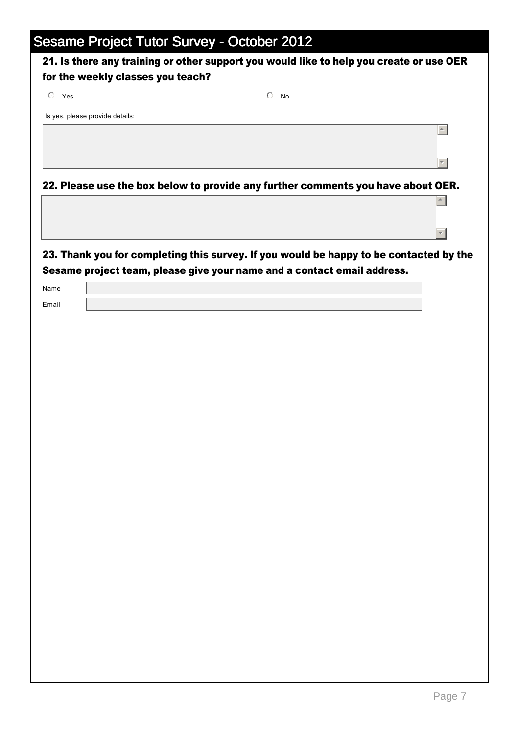# Sesame Project Tutor Survey - October 2012

**21. Is there any training or other support you would like to help you create or use OER for the weekly classes you teach?**

- Yes
- No

Is yes, please provide details:

**22. Please use the box below to provide any further comments you have about OER.**

**23. Thank you for completing this survey. If you would be happy to be contacted by the Sesame project team, please give your name and a contact email address.**

Name

Email